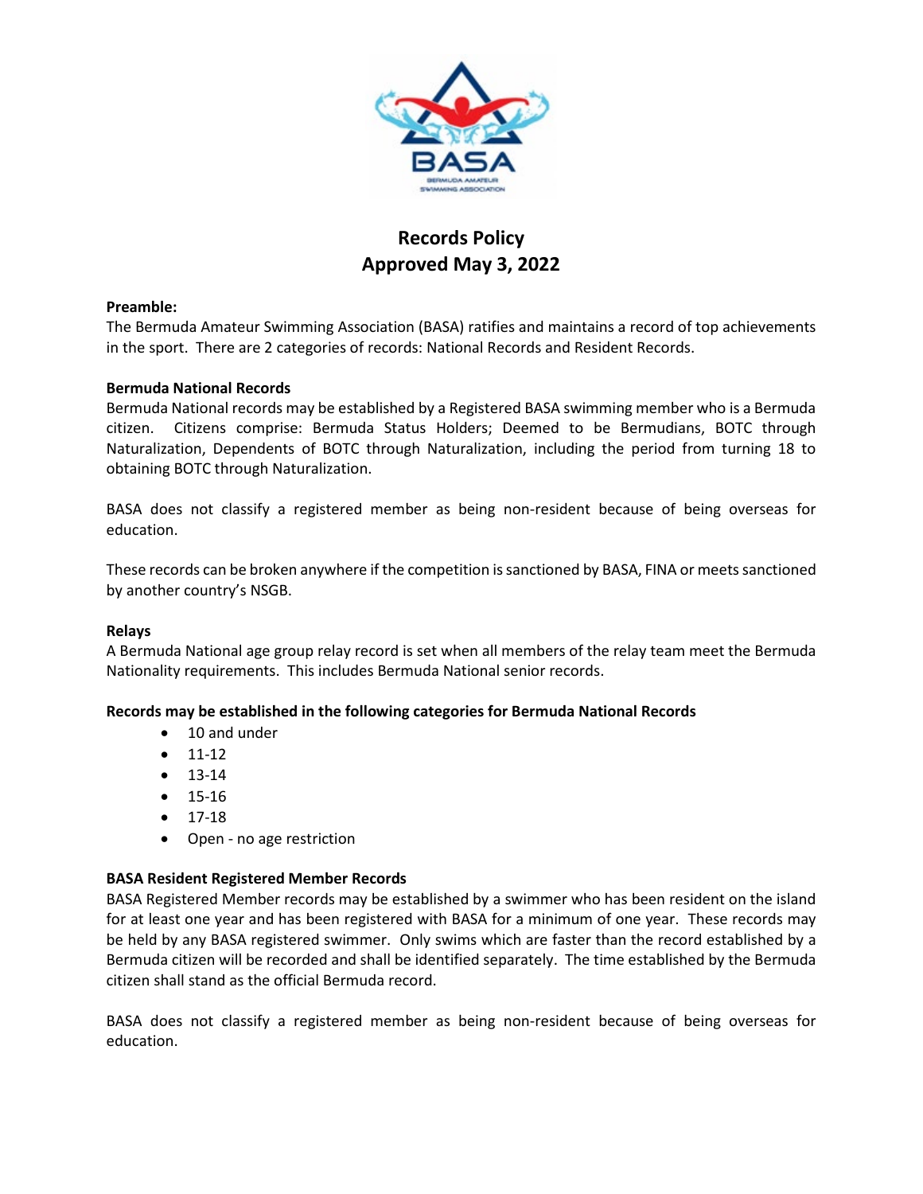# Records Policy
# Approved May 3, 2022

**Preamble:**
The Bermuda Amateur Swimming Association (BASA) ratifies and maintains a record of top achievements in the sport. There are 2 categories of records: National Records and Resident Records.

**Bermuda National Records**
Bermuda National records may be established by a Registered BASA swimming member who is a Bermuda citizen. Citizens comprise: Bermuda Status Holders; Deemed to be Bermudians, BOTC through Naturalization, Dependents of BOTC through Naturalization, including the period from turning 18 to obtaining BOTC through Naturalization.

BASA does not classify a registered member as being non-resident because of being overseas for education.

These records can be broken anywhere if the competition is sanctioned by BASA, FINA or meets sanctioned by another country's NSGB.

**Relays**
A Bermuda National age group relay record is set when all members of the relay team meet the Bermuda Nationality requirements. This includes Bermuda National senior records.

**Records may be established in the following categories for Bermuda National Records**

- 10 and under
- 11-12
- 13-14
- 15-16
- 17-18
- Open - no age restriction

**BASA Resident Registered Member Records**
BASA Registered Member records may be established by a swimmer who has been resident on the island for at least one year and has been registered with BASA for a minimum of one year. These records may be held by any BASA registered swimmer. Only swims which are faster than the record established by a Bermuda citizen will be recorded and shall be identified separately. The time established by the Bermuda citizen shall stand as the official Bermuda record.

BASA does not classify a registered member as being non-resident because of being overseas for education.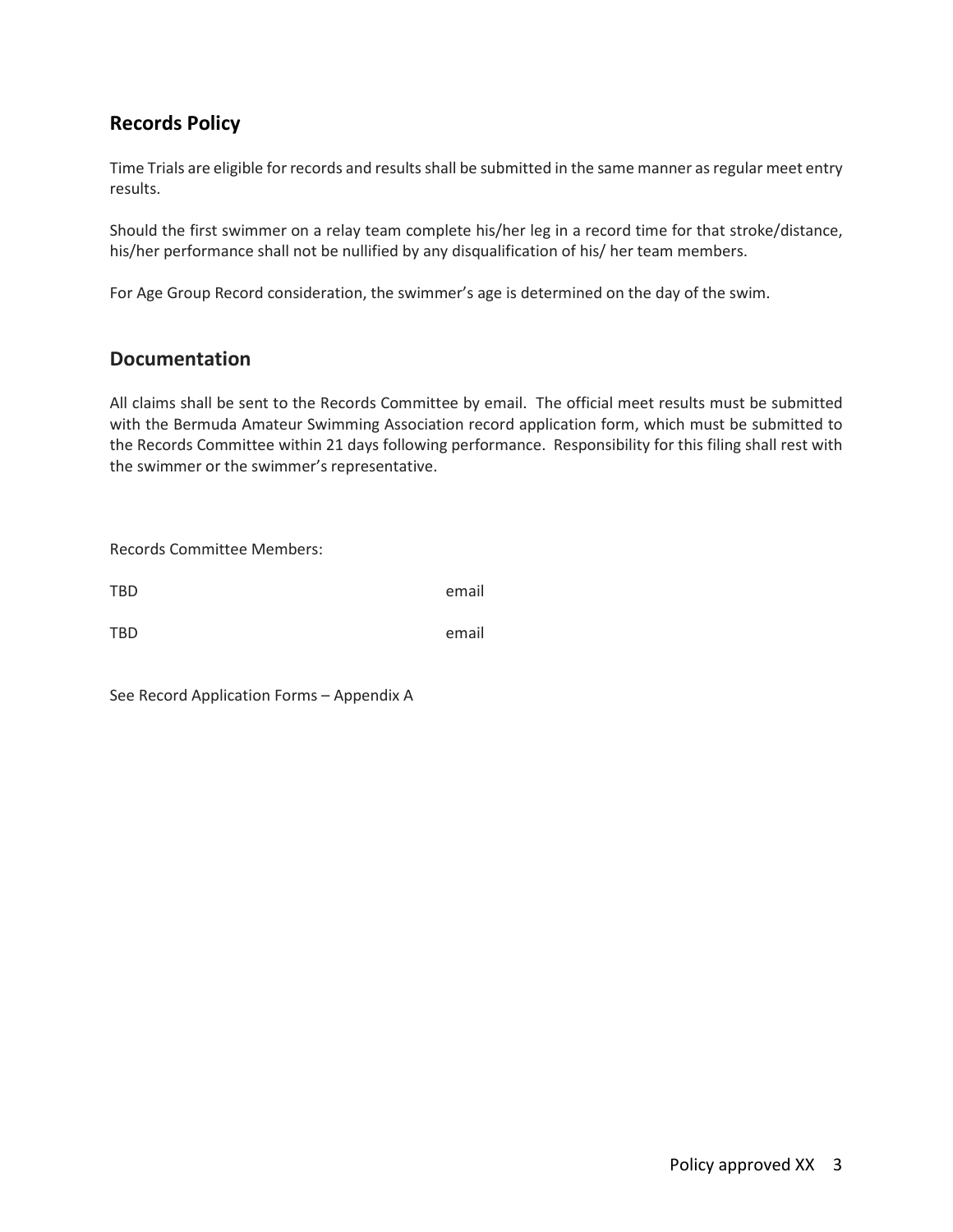## Records Policy

Time Trials are eligible for records and results shall be submitted in the same manner as regular meet entry results.

Should the first swimmer on a relay team complete his/her leg in a record time for that stroke/distance, his/her performance shall not be nullified by any disqualification of his/ her team members.

For Age Group Record consideration, the swimmer's age is determined on the day of the swim.

## Documentation

All claims shall be sent to the Records Committee by email. The official meet results must be submitted with the Bermuda Amateur Swimming Association record application form, which must be submitted to the Records Committee within 21 days following performance. Responsibility for this filing shall rest with the swimmer or the swimmer's representative.

Records Committee Members:

| | |
|---|---|
| TBD | email |
| TBD | email |

See Record Application Forms – Appendix A

Policy approved XX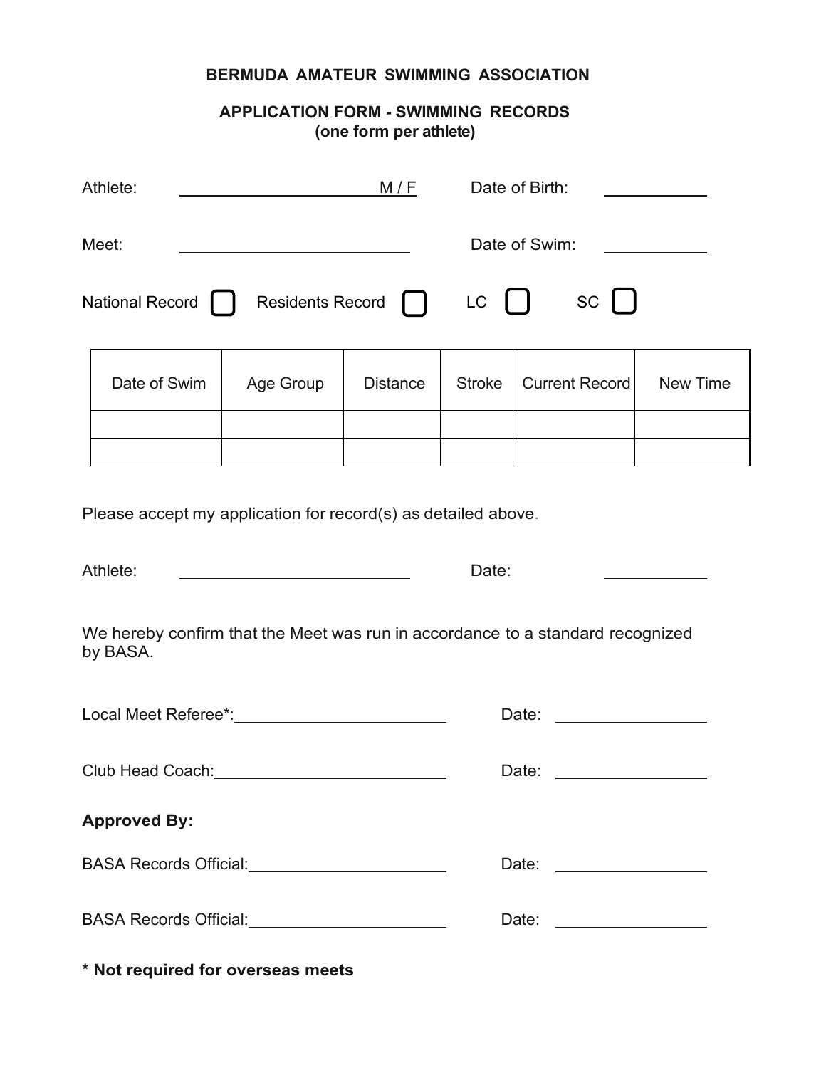**BERMUDA AMATEUR SWIMMING ASSOCIATION**

**APPLICATION FORM - SWIMMING RECORDS**
**(one form per athlete)**

Athlete: ______________________ M / F    Date of Birth: __________

Meet: ______________________    Date of Swim: __________

National Record ☐  Residents Record ☐  LC ☐  SC ☐

| Date of Swim | Age Group | Distance | Stroke | Current Record | New Time |
|---|---|---|---|---|---|
| | | | | | |
| | | | | | |

Please accept my application for record(s) as detailed above.

Athlete: ______________________    Date: __________

We hereby confirm that the Meet was run in accordance to a standard recognized by BASA.

Local Meet Referee*: ______________________    Date: __________

Club Head Coach: ______________________    Date: __________

**Approved By:**

BASA Records Official: ______________________    Date: __________

BASA Records Official: ______________________    Date: __________

**\* Not required for overseas meets**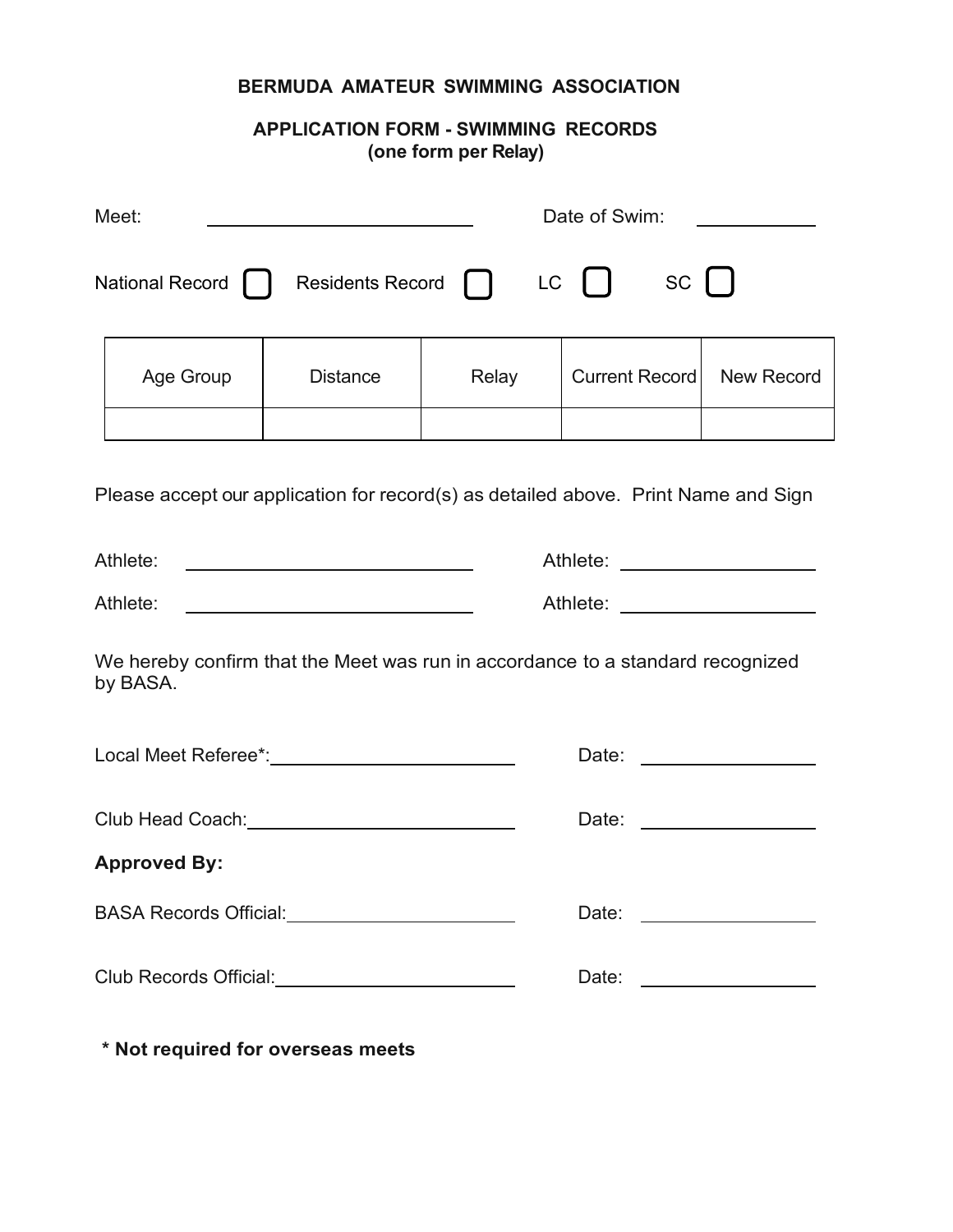**BERMUDA AMATEUR SWIMMING ASSOCIATION**

**APPLICATION FORM - SWIMMING RECORDS**
**(one form per Relay)**

Meet: ____________________________ Date of Swim: ____________

National Record ☐ Residents Record ☐ LC ☐ SC ☐

| Age Group | Distance | Relay | Current Record | New Record |
|---|---|---|---|---|
| | | | | |

Please accept our application for record(s) as detailed above. Print Name and Sign

Athlete: ____________________________ Athlete: ____________________

Athlete: ____________________________ Athlete: ____________________

We hereby confirm that the Meet was run in accordance to a standard recognized by BASA.

Local Meet Referee*: ________________________ Date: ________________

Club Head Coach: ________________________ Date: ________________

**Approved By:**

BASA Records Official: ________________________ Date: ________________

Club Records Official: ________________________ Date: ________________

**\* Not required for overseas meets**